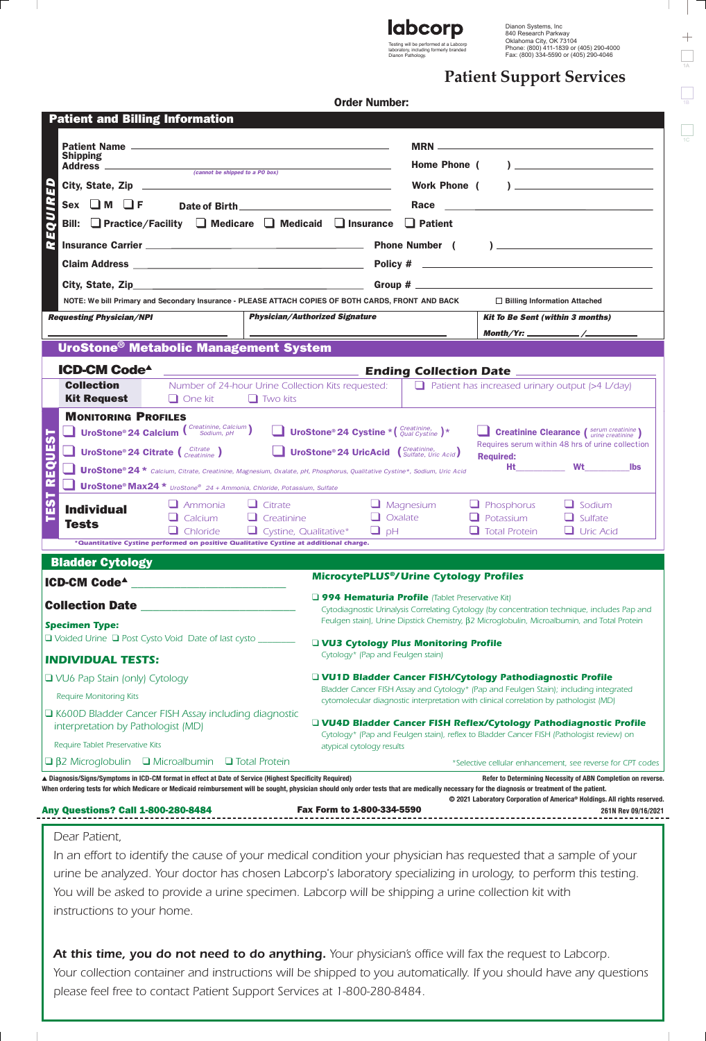**labcorp**

Testing will be performed at a Labcorp laboratory, including formerly branded Dianon Pathology.

Dianon Systems, Inc
840 Research Parkway
Oklahoma City, OK 73104
Phone: (800) 411-1839 or (405) 290-4000
Fax: (800) 334-5590 or (405) 290-4046

# Patient Support Services

**Order Number:**

## Patient and Billing Information

*REQUIRED*

**Patient Name** ______________________ **MRN** ______________________

**Shipping Address** ______________________ *(cannot be shipped to a PO box)* **Home Phone** ( ) ______________________

**City, State, Zip** ______________________ **Work Phone** ( ) ______________________

**Sex** ❑ M ❑ F **Date of Birth** ______________________ **Race** ______________________

**Bill:** ❑ Practice/Facility ❑ Medicare ❑ Medicaid ❑ Insurance ❑ Patient

**Insurance Carrier** ______________________ **Phone Number** ( ) ______________________

**Claim Address** ______________________ **Policy #** ______________________

**City, State, Zip** ______________________ **Group #** ______________________

NOTE: We bill Primary and Secondary Insurance - PLEASE ATTACH COPIES OF BOTH CARDS, FRONT AND BACK ☐ Billing Information Attached

| *Requesting Physician/NPI* | *Physician/Authorized Signature* | *Kit To Be Sent (within 3 months)* |
|---|---|---|
| | | *Month/Yr:* ________ / ________ |

## UroStone® Metabolic Management System

**ICD-CM Code▲** ______________________ **Ending Collection Date** ______________________

**Collection Kit Request** — Number of 24-hour Urine Collection Kits requested: ❑ One kit ❑ Two kits — ❑ Patient has increased urinary output (>4 L/day)

*TEST REQUEST*

**MONITORING PROFILES**

- ❑ **UroStone® 24 Calcium** (Creatinine, Calcium, Sodium, pH)
- ❑ **UroStone® 24 Cystine** * (Creatinine, Qual Cystine)*
- ❑ **Creatinine Clearance** (serum creatinine, urine creatinine) — Requires serum within 48 hrs of urine collection. **Required:** Ht ________ Wt ________ lbs
- ❑ **UroStone® 24 Citrate** (Citrate, Creatinine)
- ❑ **UroStone® 24 UricAcid** (Creatinine, Sulfate, Uric Acid)
- ❑ **UroStone® 24 *** *Calcium, Citrate, Creatinine, Magnesium, Oxalate, pH, Phosphorus, Qualitative Cystine*, Sodium, Uric Acid*
- ❑ **UroStone® Max24 *** *UroStone® 24 + Ammonia, Chloride, Potassium, Sulfate*

**Individual Tests**

| | | | | |
|---|---|---|---|---|
| ❑ Ammonia | ❑ Citrate | ❑ Magnesium | ❑ Phosphorus | ❑ Sodium |
| ❑ Calcium | ❑ Creatinine | ❑ Oxalate | ❑ Potassium | ❑ Sulfate |
| ❑ Chloride | ❑ Cystine, Qualitative* | ❑ pH | ❑ Total Protein | ❑ Uric Acid |

*Quantitative Cystine performed on positive Qualitative Cystine at additional charge.

## Bladder Cytology

**ICD-CM Code▲** ______________________

**Collection Date** ______________________

**Specimen Type:**
❑ Voided Urine ❑ Post Cysto Void Date of last cysto ________

### INDIVIDUAL TESTS:

❑ VU6 Pap Stain (only) Cytology
Require Monitoring Kits

❑ K600D Bladder Cancer FISH Assay including diagnostic interpretation by Pathologist (MD)
Require Tablet Preservative Kits

❑ β2 Microglobulin ❑ Microalbumin ❑ Total Protein

### MicrocytePLUS®/Urine Cytology Profiles

❑ **994 Hematuria Profile** (Tablet Preservative Kit)
Cytodiagnostic Urinalysis Correlating Cytology (by concentration technique, includes Pap and Feulgen stain), Urine Dipstick Chemistry, β2 Microglobulin, Microalbumin, and Total Protein

❑ **VU3 Cytology Plus Monitoring Profile**
Cytology* (Pap and Feulgen stain)

❑ **VU1D Bladder Cancer FISH/Cytology Pathodiagnostic Profile**
Bladder Cancer FISH Assay and Cytology* (Pap and Feulgen Stain); including integrated cytomolecular diagnostic interpretation with clinical correlation by pathologist (MD)

❑ **VU4D Bladder Cancer FISH Reflex/Cytology Pathodiagnostic Profile**
Cytology* (Pap and Feulgen stain), reflex to Bladder Cancer FISH (Pathologist review) on atypical cytology results

*Selective cellular enhancement, see reverse for CPT codes

▲ Diagnosis/Signs/Symptoms in ICD-CM format in effect at Date of Service (Highest Specificity Required)
Refer to Determining Necessity of ABN Completion on reverse.
When ordering tests for which Medicare or Medicaid reimbursement will be sought, physician should only order tests that are medically necessary for the diagnosis or treatment of the patient.

© 2021 Laboratory Corporation of America® Holdings. All rights reserved.

**Any Questions? Call 1-800-280-8484** **Fax Form to 1-800-334-5590** 261N Rev 09/16/2021

---

Dear Patient,

In an effort to identify the cause of your medical condition your physician has requested that a sample of your urine be analyzed. Your doctor has chosen Labcorp's laboratory specializing in urology, to perform this testing. You will be asked to provide a urine specimen. Labcorp will be shipping a urine collection kit with instructions to your home.

***At this time, you do not need to do anything.*** Your physician's office will fax the request to Labcorp. Your collection container and instructions will be shipped to you automatically. If you should have any questions please feel free to contact Patient Support Services at 1-800-280-8484.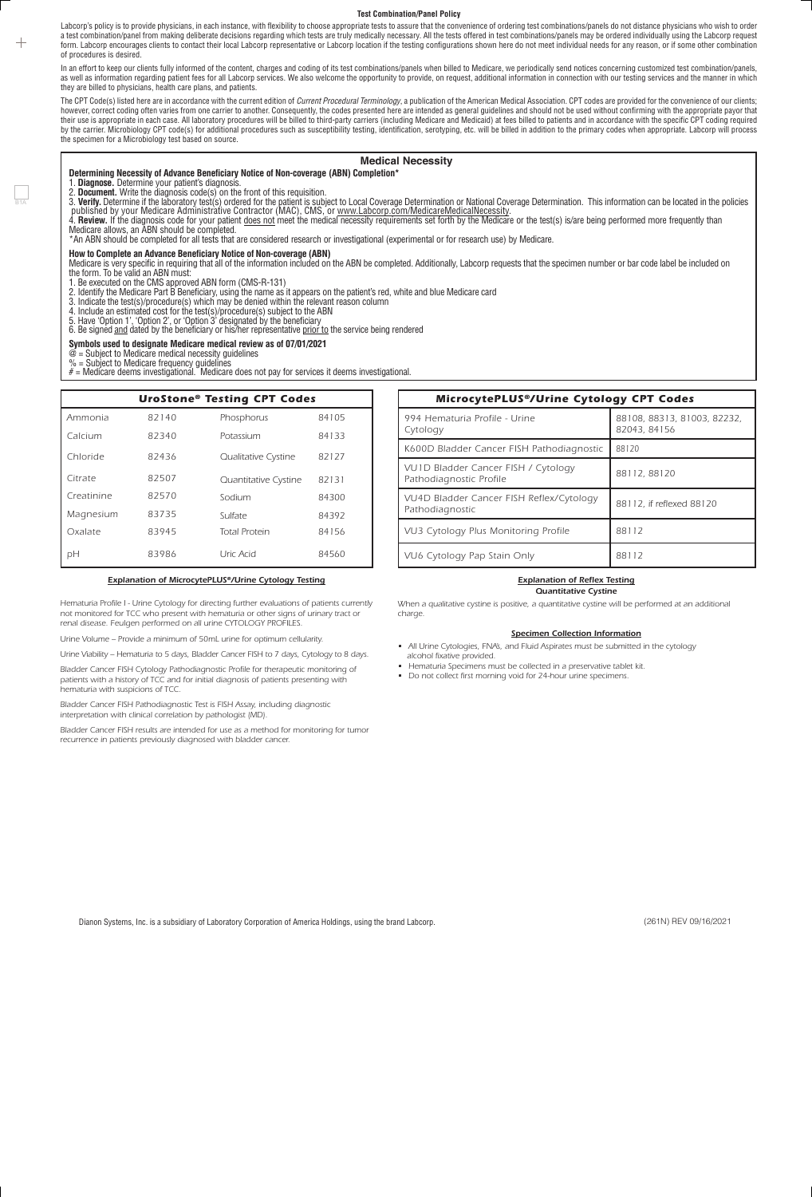## Test Combination/Panel Policy

Labcorp's policy is to provide physicians, in each instance, with flexibility to choose appropriate tests to assure that the convenience of ordering test combinations/panels do not distance physicians who wish to order a test combination/panel from making deliberate decisions regarding which tests are truly medically necessary. All the tests offered in test combinations/panels may be ordered individually using the Labcorp request form. Labcorp encourages clients to contact their local Labcorp representative or Labcorp location if the testing configurations shown here do not meet individual needs for any reason, or if some other combination of procedures is desired.

In an effort to keep our clients fully informed of the content, charges and coding of its test combinations/panels when billed to Medicare, we periodically send notices concerning customized test combination/panels, as well as information regarding patient fees for all Labcorp services. We also welcome the opportunity to provide, on request, additional information in connection with our testing services and the manner in which they are billed to physicians, health care plans, and patients.

The CPT Code(s) listed here are in accordance with the current edition of *Current Procedural Terminology*, a publication of the American Medical Association. CPT codes are provided for the convenience of our clients; however, correct coding often varies from one carrier to another. Consequently, the codes presented here are intended as general guidelines and should not be used without confirming with the appropriate payor that their use is appropriate in each case. All laboratory procedures will be billed to third-party carriers (including Medicare and Medicaid) at fees billed to patients and in accordance with the specific CPT coding required by the carrier. Microbiology CPT code(s) for additional procedures such as susceptibility testing, identification, serotyping, etc. will be billed in addition to the primary codes when appropriate. Labcorp will process the specimen for a Microbiology test based on source.

## Medical Necessity

**Determining Necessity of Advance Beneficiary Notice of Non-coverage (ABN) Completion***

1. **Diagnose.** Determine your patient's diagnosis.
2. **Document.** Write the diagnosis code(s) on the front of this requisition.
3. **Verify.** Determine if the laboratory test(s) ordered for the patient is subject to Local Coverage Determination or National Coverage Determination. This information can be located in the policies published by your Medicare Administrative Contractor (MAC), CMS, or www.Labcorp.com/MedicareMedicalNecessity.
4. **Review.** If the diagnosis code for your patient does not meet the medical necessity requirements set forth by the Medicare or the test(s) is/are being performed more frequently than Medicare allows, an ABN should be completed.

*An ABN should be completed for all tests that are considered research or investigational (experimental or for research use) by Medicare.

**How to Complete an Advance Beneficiary Notice of Non-coverage (ABN)**

Medicare is very specific in requiring that all of the information included on the ABN be completed. Additionally, Labcorp requests that the specimen number or bar code label be included on the form. To be valid an ABN must:

1. Be executed on the CMS approved ABN form (CMS-R-131)
2. Identify the Medicare Part B Beneficiary, using the name as it appears on the patient's red, white and blue Medicare card
3. Indicate the test(s)/procedure(s) which may be denied within the relevant reason column
4. Include an estimated cost for the test(s)/procedure(s) subject to the ABN
5. Have 'Option 1', 'Option 2', or 'Option 3' designated by the beneficiary
6. Be signed and dated by the beneficiary or his/her representative prior to the service being rendered

**Symbols used to designate Medicare medical review as of 07/01/2021**

@ = Subject to Medicare medical necessity guidelines
% = Subject to Medicare frequency guidelines
# = Medicare deems investigational. Medicare does not pay for services it deems investigational.

### UroStone® Testing CPT Codes

| | | | |
|---|---|---|---|
| Ammonia | 82140 | Phosphorus | 84105 |
| Calcium | 82340 | Potassium | 84133 |
| Chloride | 82436 | Qualitative Cystine | 82127 |
| Citrate | 82507 | Quantitative Cystine | 82131 |
| Creatinine | 82570 | Sodium | 84300 |
| Magnesium | 83735 | Sulfate | 84392 |
| Oxalate | 83945 | Total Protein | 84156 |
| pH | 83986 | Uric Acid | 84560 |

### Explanation of MicrocytePLUS®/Urine Cytology Testing

*Hematuria Profile I - Urine Cytology for directing further evaluations of patients currently not monitored for TCC who present with hematuria or other signs of urinary tract or renal disease. Feulgen performed on all urine CYTOLOGY PROFILES.*

*Urine Volume – Provide a minimum of 50mL urine for optimum cellularity.*

*Urine Viability – Hematuria to 5 days, Bladder Cancer FISH to 7 days, Cytology to 8 days.*

*Bladder Cancer FISH Cytology Pathodiagnostic Profile for therapeutic monitoring of patients with a history of TCC and for initial diagnosis of patients presenting with hematuria with suspicions of TCC.*

*Bladder Cancer FISH Pathodiagnostic Test is FISH Assay, including diagnostic interpretation with clinical correlation by pathologist (MD).*

*Bladder Cancer FISH results are intended for use as a method for monitoring for tumor recurrence in patients previously diagnosed with bladder cancer.*

### MicrocytePLUS®/Urine Cytology CPT Codes

| | |
|---|---|
| 994 Hematuria Profile - Urine Cytology | 88108, 88313, 81003, 82232, 82043, 84156 |
| K600D Bladder Cancer FISH Pathodiagnostic | 88120 |
| VU1D Bladder Cancer FISH / Cytology Pathodiagnostic Profile | 88112, 88120 |
| VU4D Bladder Cancer FISH Reflex/Cytology Pathodiagnostic | 88112, if reflexed 88120 |
| VU3 Cytology Plus Monitoring Profile | 88112 |
| VU6 Cytology Pap Stain Only | 88112 |

### Explanation of Reflex Testing

**Quantitative Cystine**

*When a qualitative cystine is positive, a quantitative cystine will be performed at an additional charge.*

### Specimen Collection Information

- *All Urine Cytologies, FNA's, and Fluid Aspirates must be submitted in the cytology alcohol fixative provided.*
- *Hematuria Specimens must be collected in a preservative tablet kit.*
- *Do not collect first morning void for 24-hour urine specimens.*

Dianon Systems, Inc. is a subsidiary of Laboratory Corporation of America Holdings, using the brand Labcorp.

(261N) REV 09/16/2021